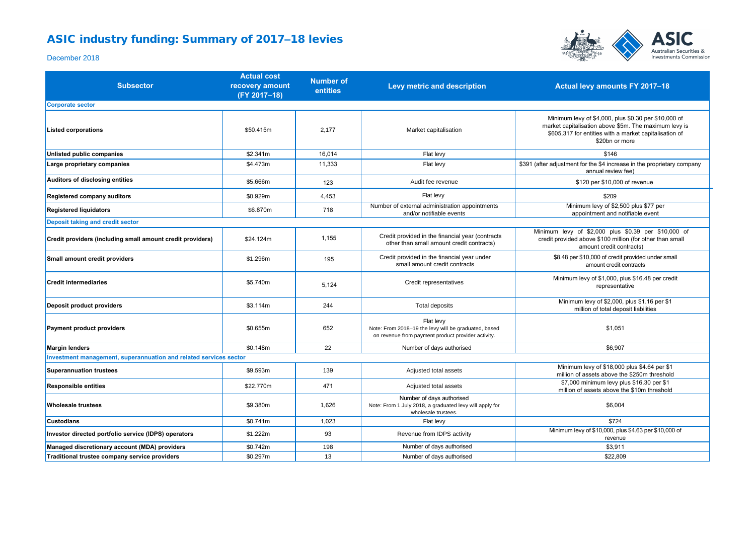# ASIC industry funding: Summary of 2017–18 levies

December 2018

| Subsector | Actual cost recovery amount (FY 2017–18) | Number of entities | Levy metric and description | Actual levy amounts FY 2017–18 |
|---|---|---|---|---|
| **Corporate sector** | | | | |
| **Listed corporations** | $50.415m | 2,177 | Market capitalisation | Minimum levy of $4,000, plus $0.30 per $10,000 of market capitalisation above $5m. The maximum levy is $605,317 for entities with a market capitalisation of $20bn or more |
| **Unlisted public companies** | $2.341m | 16,014 | Flat levy | $146 |
| **Large proprietary companies** | $4.473m | 11,333 | Flat levy | $391 (after adjustment for the $4 increase in the proprietary company annual review fee) |
| **Auditors of disclosing entities** | $5.666m | 123 | Audit fee revenue | $120 per $10,000 of revenue |
| **Registered company auditors** | $0.929m | 4,453 | Flat levy | $209 |
| **Registered liquidators** | $6.870m | 718 | Number of external administration appointments and/or notifiable events | Minimum levy of $2,500 plus $77 per appointment and notifiable event |
| **Deposit taking and credit sector** | | | | |
| **Credit providers (including small amount credit providers)** | $24.124m | 1,155 | Credit provided in the financial year (contracts other than small amount credit contracts) | Minimum levy of $2,000 plus $0.39 per $10,000 of credit provided above $100 million (for other than small amount credit contracts) |
| **Small amount credit providers** | $1.296m | 195 | Credit provided in the financial year under small amount credit contracts | $8.48 per $10,000 of credit provided under small amount credit contracts |
| **Credit intermediaries** | $5.740m | 5,124 | Credit representatives | Minimum levy of $1,000, plus $16.48 per credit representative |
| **Deposit product providers** | $3.114m | 244 | Total deposits | Minimum levy of $2,000, plus $1.16 per $1 million of total deposit liabilities |
| **Payment product providers** | $0.655m | 652 | Flat levy<br>Note: From 2018–19 the levy will be graduated, based on revenue from payment product provider activity. | $1,051 |
| **Margin lenders** | $0.148m | 22 | Number of days authorised | $6,907 |
| **Investment management, superannuation and related services sector** | | | | |
| **Superannuation trustees** | $9.593m | 139 | Adjusted total assets | Minimum levy of $18,000 plus $4.64 per $1 million of assets above the $250m threshold |
| **Responsible entities** | $22.770m | 471 | Adjusted total assets | $7,000 minimum levy plus $16.30 per $1 million of assets above the $10m threshold |
| **Wholesale trustees** | $9.380m | 1,626 | Number of days authorised<br>Note: From 1 July 2018, a graduated levy will apply for wholesale trustees. | $6,004 |
| **Custodians** | $0.741m | 1,023 | Flat levy | $724 |
| **Investor directed portfolio service (IDPS) operators** | $1.222m | 93 | Revenue from IDPS activity | Minimum levy of $10,000, plus $4.63 per $10,000 of revenue |
| **Managed discretionary account (MDA) providers** | $0.742m | 198 | Number of days authorised | $3,911 |
| **Traditional trustee company service providers** | $0.297m | 13 | Number of days authorised | $22,809 |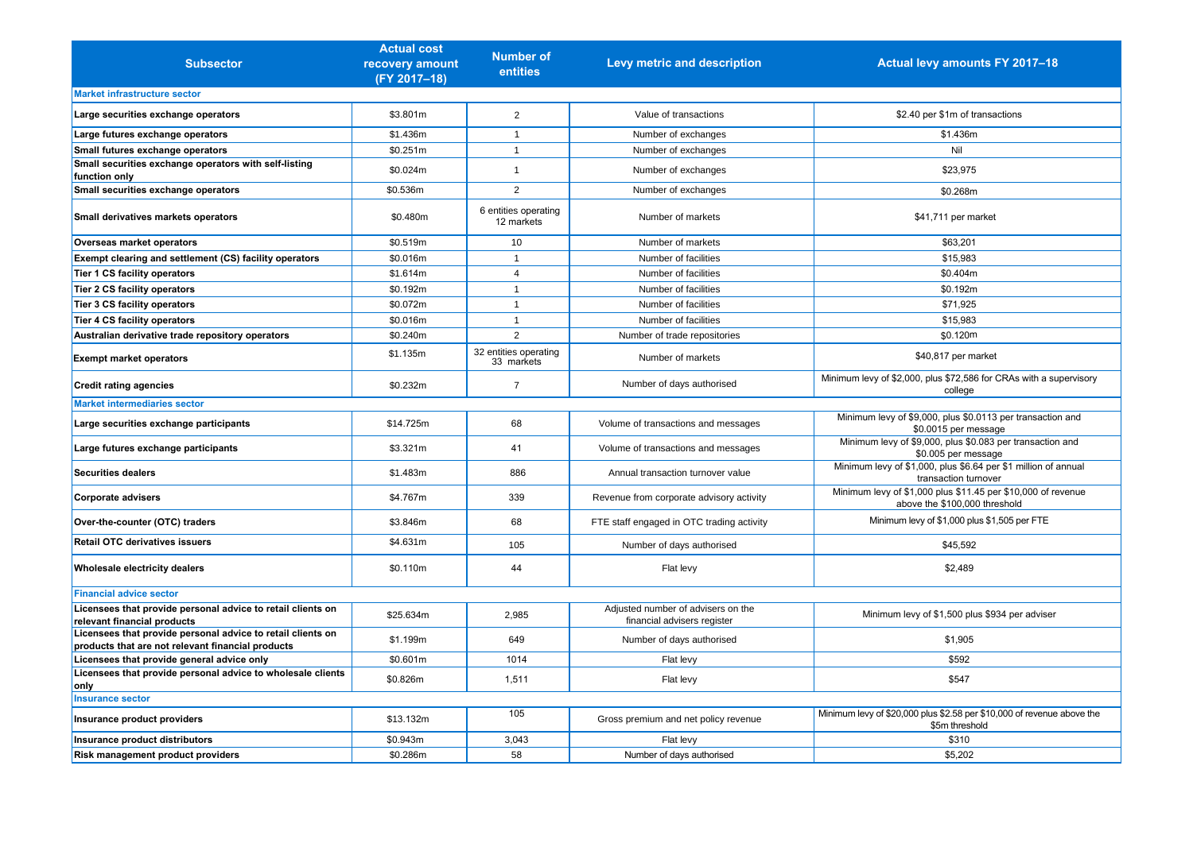| Subsector | Actual cost recovery amount (FY 2017–18) | Number of entities | Levy metric and description | Actual levy amounts FY 2017–18 |
|---|---|---|---|---|
| **Market infrastructure sector** | | | | |
| **Large securities exchange operators** | $3.801m | 2 | Value of transactions | $2.40 per $1m of transactions |
| **Large futures exchange operators** | $1.436m | 1 | Number of exchanges | $1.436m |
| **Small futures exchange operators** | $0.251m | 1 | Number of exchanges | Nil |
| **Small securities exchange operators with self-listing function only** | $0.024m | 1 | Number of exchanges | $23,975 |
| **Small securities exchange operators** | $0.536m | 2 | Number of exchanges | $0.268m |
| **Small derivatives markets operators** | $0.480m | 6 entities operating 12 markets | Number of markets | $41,711 per market |
| **Overseas market operators** | $0.519m | 10 | Number of markets | $63,201 |
| **Exempt clearing and settlement (CS) facility operators** | $0.016m | 1 | Number of facilities | $15,983 |
| **Tier 1 CS facility operators** | $1.614m | 4 | Number of facilities | $0.404m |
| **Tier 2 CS facility operators** | $0.192m | 1 | Number of facilities | $0.192m |
| **Tier 3 CS facility operators** | $0.072m | 1 | Number of facilities | $71,925 |
| **Tier 4 CS facility operators** | $0.016m | 1 | Number of facilities | $15,983 |
| **Australian derivative trade repository operators** | $0.240m | 2 | Number of trade repositories | $0.120m |
| **Exempt market operators** | $1.135m | 32 entities operating 33 markets | Number of markets | $40,817 per market |
| **Credit rating agencies** | $0.232m | 7 | Number of days authorised | Minimum levy of $2,000, plus $72,586 for CRAs with a supervisory college |
| **Market intermediaries sector** | | | | |
| **Large securities exchange participants** | $14.725m | 68 | Volume of transactions and messages | Minimum levy of $9,000, plus $0.0113 per transaction and $0.0015 per message |
| **Large futures exchange participants** | $3.321m | 41 | Volume of transactions and messages | Minimum levy of $9,000, plus $0.083 per transaction and $0.005 per message |
| **Securities dealers** | $1.483m | 886 | Annual transaction turnover value | Minimum levy of $1,000, plus $6.64 per $1 million of annual transaction turnover |
| **Corporate advisers** | $4.767m | 339 | Revenue from corporate advisory activity | Minimum levy of $1,000 plus $11.45 per $10,000 of revenue above the $100,000 threshold |
| **Over-the-counter (OTC) traders** | $3.846m | 68 | FTE staff engaged in OTC trading activity | Minimum levy of $1,000 plus $1,505 per FTE |
| **Retail OTC derivatives issuers** | $4.631m | 105 | Number of days authorised | $45,592 |
| **Wholesale electricity dealers** | $0.110m | 44 | Flat levy | $2,489 |
| **Financial advice sector** | | | | |
| **Licensees that provide personal advice to retail clients on relevant financial products** | $25.634m | 2,985 | Adjusted number of advisers on the financial advisers register | Minimum levy of $1,500 plus $934 per adviser |
| **Licensees that provide personal advice to retail clients on products that are not relevant financial products** | $1.199m | 649 | Number of days authorised | $1,905 |
| **Licensees that provide general advice only** | $0.601m | 1014 | Flat levy | $592 |
| **Licensees that provide personal advice to wholesale clients only** | $0.826m | 1,511 | Flat levy | $547 |
| **Insurance sector** | | | | |
| **Insurance product providers** | $13.132m | 105 | Gross premium and net policy revenue | Minimum levy of $20,000 plus $2.58 per $10,000 of revenue above the $5m threshold |
| **Insurance product distributors** | $0.943m | 3,043 | Flat levy | $310 |
| **Risk management product providers** | $0.286m | 58 | Number of days authorised | $5,202 |